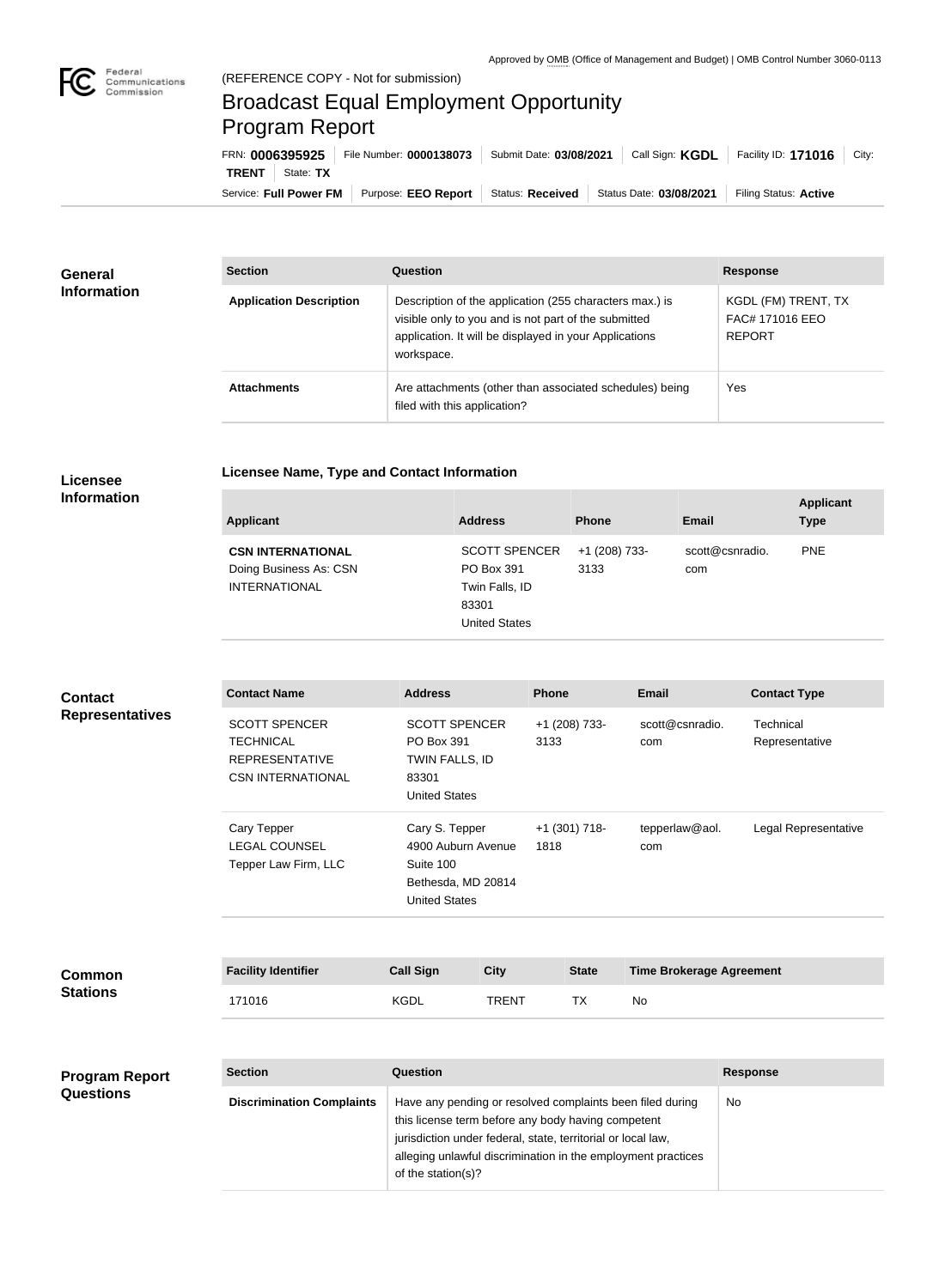Approved by OMB (Office of Management and Budget) | OMB Control Number 3060-0113

(REFERENCE COPY - Not for submission)

# Broadcast Equal Employment Opportunity Program Report

FRN: **0006395925** | File Number: **0000138073** | Submit Date: **03/08/2021** | Call Sign: **KGDL** | Facility ID: **171016** | City: **TRENT** | State: **TX**

Service: **Full Power FM** | Purpose: **EEO Report** | Status: **Received** | Status Date: **03/08/2021** | Filing Status: **Active**

## General Information

| Section | Question | Response |
|---|---|---|
| **Application Description** | Description of the application (255 characters max.) is visible only to you and is not part of the submitted application. It will be displayed in your Applications workspace. | KGDL (FM) TRENT, TX FAC# 171016 EEO REPORT |
| **Attachments** | Are attachments (other than associated schedules) being filed with this application? | Yes |

## Licensee Information

### Licensee Name, Type and Contact Information

| Applicant | Address | Phone | Email | Applicant Type |
|---|---|---|---|---|
| **CSN INTERNATIONAL** Doing Business As: CSN INTERNATIONAL | SCOTT SPENCER PO Box 391 Twin Falls, ID 83301 United States | +1 (208) 733-3133 | scott@csnradio.com | PNE |

## Contact Representatives

| Contact Name | Address | Phone | Email | Contact Type |
|---|---|---|---|---|
| SCOTT SPENCER TECHNICAL REPRESENTATIVE CSN INTERNATIONAL | SCOTT SPENCER PO Box 391 TWIN FALLS, ID 83301 United States | +1 (208) 733-3133 | scott@csnradio.com | Technical Representative |
| Cary Tepper LEGAL COUNSEL Tepper Law Firm, LLC | Cary S. Tepper 4900 Auburn Avenue Suite 100 Bethesda, MD 20814 United States | +1 (301) 718-1818 | tepperlaw@aol.com | Legal Representative |

## Common Stations

| Facility Identifier | Call Sign | City | State | Time Brokerage Agreement |
|---|---|---|---|---|
| 171016 | KGDL | TRENT | TX | No |

## Program Report Questions

| Section | Question | Response |
|---|---|---|
| **Discrimination Complaints** | Have any pending or resolved complaints been filed during this license term before any body having competent jurisdiction under federal, state, territorial or local law, alleging unlawful discrimination in the employment practices of the station(s)? | No |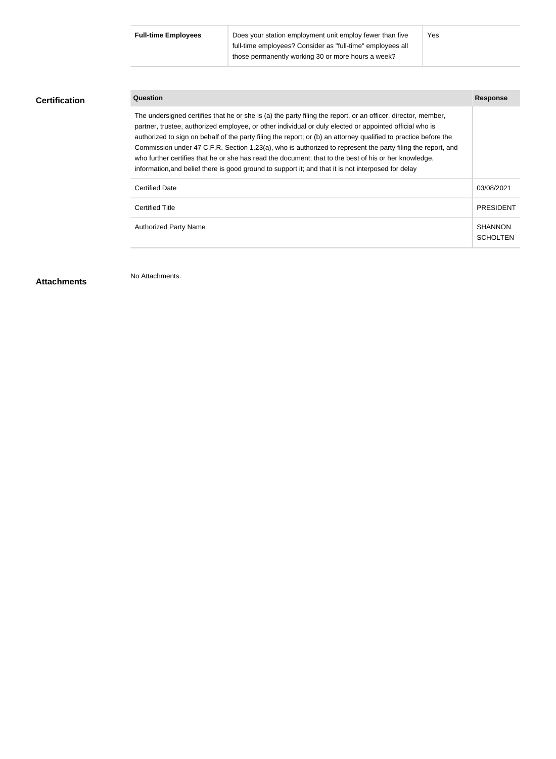| | | |
|---|---|---|
| **Full-time Employees** | Does your station employment unit employ fewer than five full-time employees? Consider as "full-time" employees all those permanently working 30 or more hours a week? | Yes |

## Certification

| Question | Response |
|---|---|
| The undersigned certifies that he or she is (a) the party filing the report, or an officer, director, member, partner, trustee, authorized employee, or other individual or duly elected or appointed official who is authorized to sign on behalf of the party filing the report; or (b) an attorney qualified to practice before the Commission under 47 C.F.R. Section 1.23(a), who is authorized to represent the party filing the report, and who further certifies that he or she has read the document; that to the best of his or her knowledge, information,and belief there is good ground to support it; and that it is not interposed for delay | |
| Certified Date | 03/08/2021 |
| Certified Title | PRESIDENT |
| Authorized Party Name | SHANNON SCHOLTEN |

## Attachments

No Attachments.